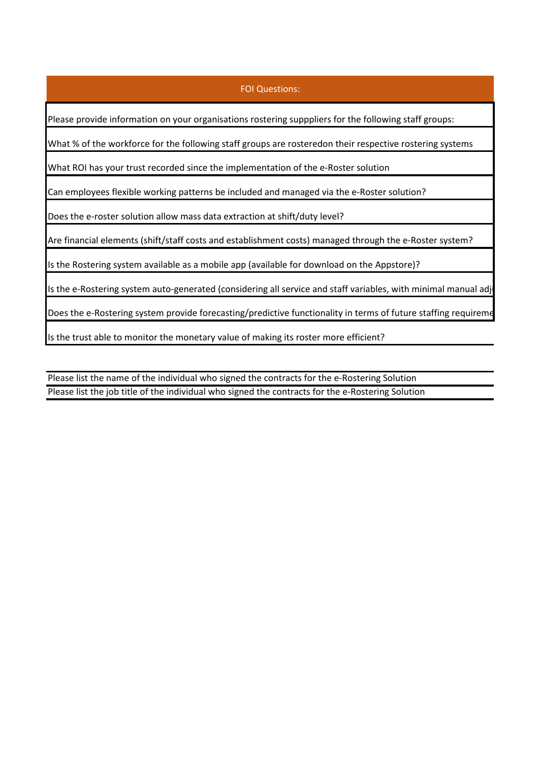| FOI Questions: |
| --- |
| Please provide information on your organisations rostering supppliers for the following staff groups: |
| What % of the workforce for the following staff groups are rosteredon their respective rostering systems |
| What ROI has your trust recorded since the implementation of the e-Roster solution |
| Can employees flexible working patterns be included and managed via the e-Roster solution? |
| Does the e-roster solution allow mass data extraction at shift/duty level? |
| Are financial elements (shift/staff costs and establishment costs) managed through the e-Roster system? |
| Is the Rostering system available as a mobile app (available for download on the Appstore)? |
| Is the e-Rostering system auto-generated (considering all service and staff variables, with minimal manual adj |
| Does the e-Rostering system provide forecasting/predictive functionality in terms of future staffing requireme |
| Is the trust able to monitor the monetary value of making its roster more efficient? |

| |
| --- |
| Please list the name of the individual who signed the contracts for the e-Rostering Solution |
| Please list the job title of the individual who signed the contracts for the e-Rostering Solution |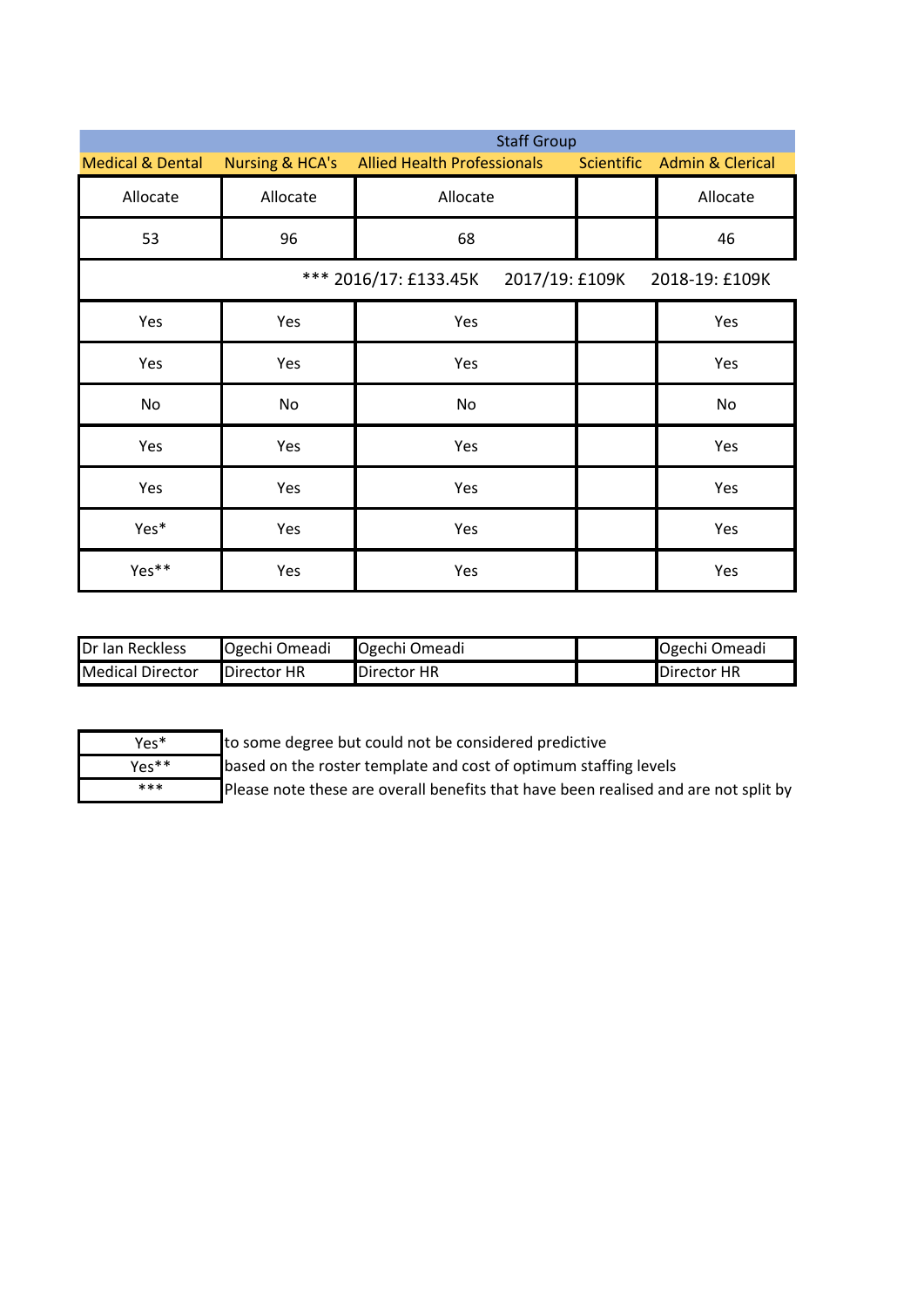| Staff Group | | | | |
|---|---|---|---|---|
| Medical & Dental | Nursing & HCA's | Allied Health Professionals | Scientific | Admin & Clerical |
| Allocate | Allocate | Allocate | | Allocate |
| 53 | 96 | 68 | | 46 |
| *** 2016/17: £133.45K 2017/19: £109K 2018-19: £109K | | | | |
| Yes | Yes | Yes | | Yes |
| Yes | Yes | Yes | | Yes |
| No | No | No | | No |
| Yes | Yes | Yes | | Yes |
| Yes | Yes | Yes | | Yes |
| Yes* | Yes | Yes | | Yes |
| Yes** | Yes | Yes | | Yes |

| | | | | |
|---|---|---|---|---|
| Dr Ian Reckless | Ogechi Omeadi | Ogechi Omeadi | | Ogechi Omeadi |
| Medical Director | Director HR | Director HR | | Director HR |

| | |
|---|---|
| Yes* | to some degree but could not be considered predictive |
| Yes** | based on the roster template and cost of optimum staffing levels |
| *** | Please note these are overall benefits that have been realised and are not split by |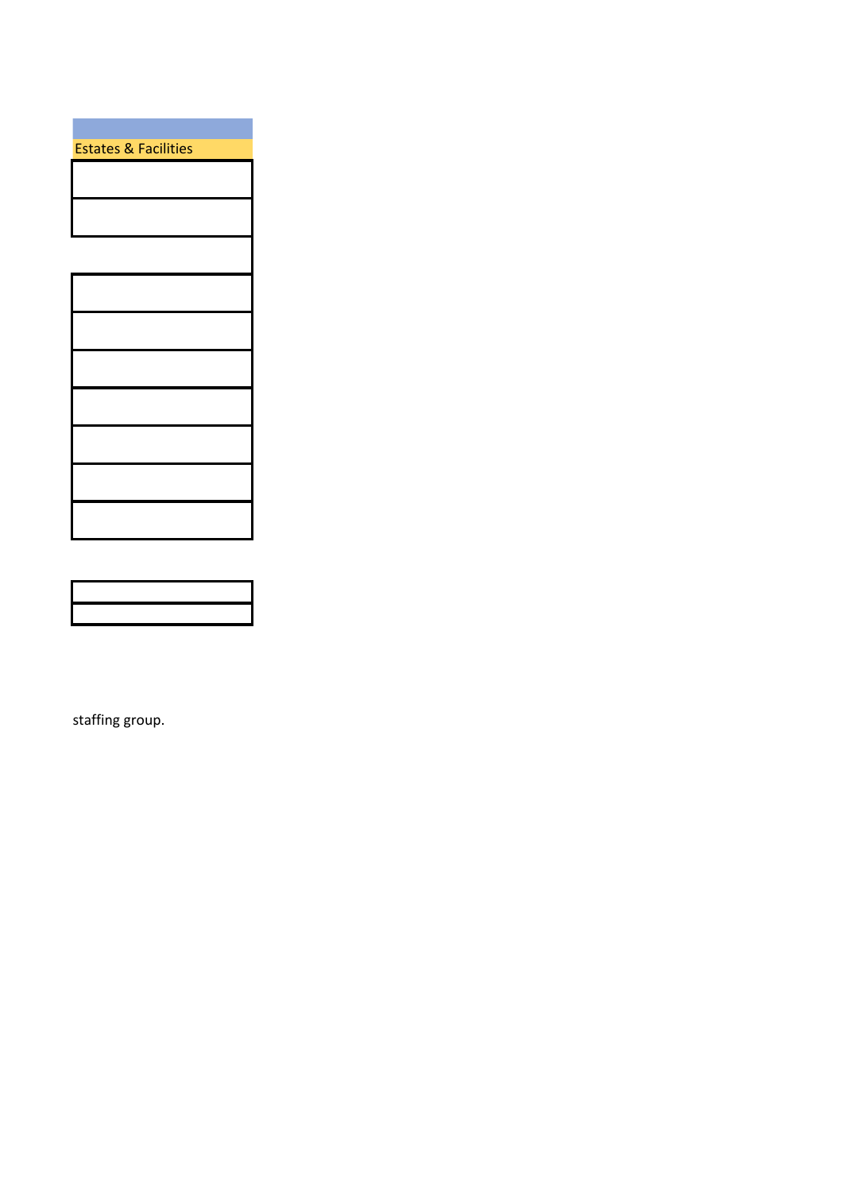| Estates & Facilities |
| --- |
| |
| |
| |
| |
| |
| |
| |
| |
| |
| |

| |
| --- |
| |
| |

staffing group.